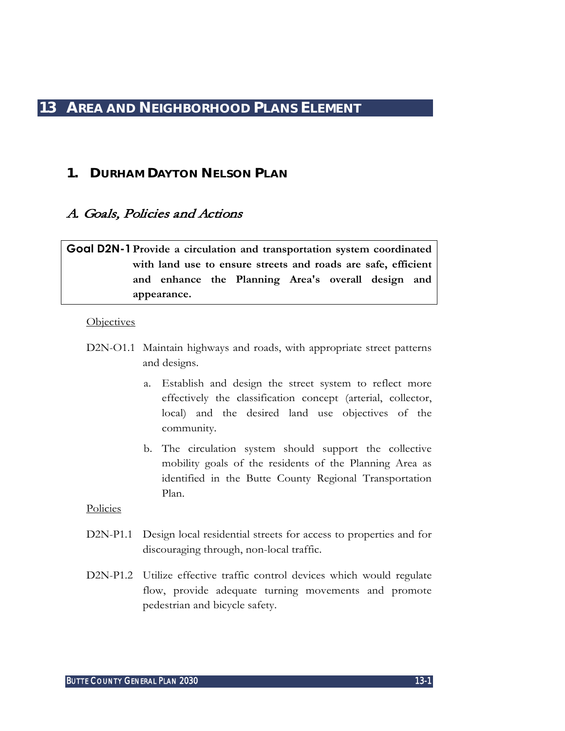# 13 Area and Neighborhood Plans Element

## 1. Durham Dayton Nelson Plan

### *A. Goals, Policies and Actions*

**Goal D2N-1 Provide a circulation and transportation system coordinated with land use to ensure streets and roads are safe, efficient and enhance the Planning Area's overall design and appearance.**

Objectives

D2N-O1.1 Maintain highways and roads, with appropriate street patterns and designs.

a. Establish and design the street system to reflect more effectively the classification concept (arterial, collector, local) and the desired land use objectives of the community.

b. The circulation system should support the collective mobility goals of the residents of the Planning Area as identified in the Butte County Regional Transportation Plan.

Policies

D2N-P1.1 Design local residential streets for access to properties and for discouraging through, non-local traffic.

D2N-P1.2 Utilize effective traffic control devices which would regulate flow, provide adequate turning movements and promote pedestrian and bicycle safety.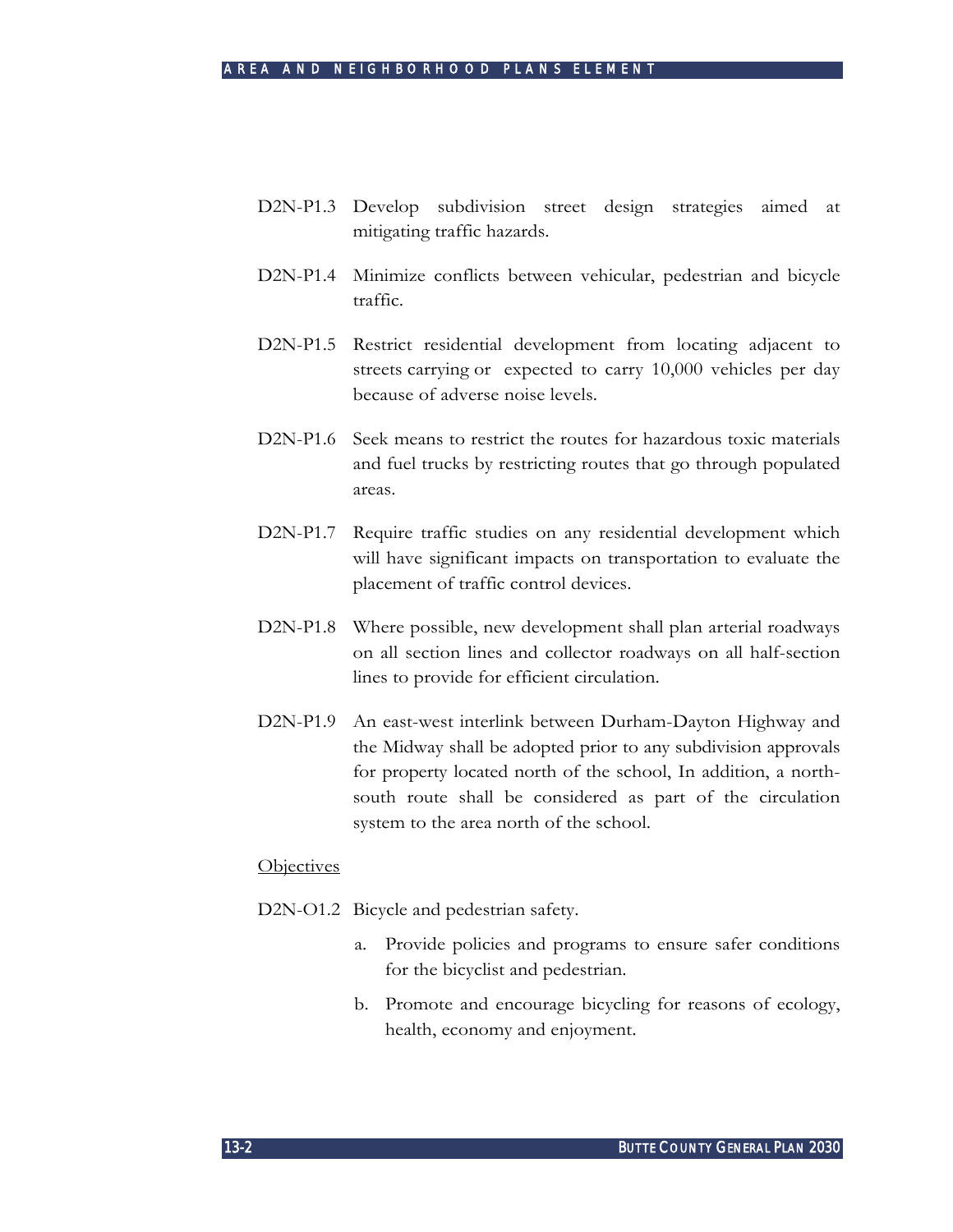D2N-P1.3 Develop subdivision street design strategies aimed at mitigating traffic hazards.

D2N-P1.4 Minimize conflicts between vehicular, pedestrian and bicycle traffic.

D2N-P1.5 Restrict residential development from locating adjacent to streets carrying or expected to carry 10,000 vehicles per day because of adverse noise levels.

D2N-P1.6 Seek means to restrict the routes for hazardous toxic materials and fuel trucks by restricting routes that go through populated areas.

D2N-P1.7 Require traffic studies on any residential development which will have significant impacts on transportation to evaluate the placement of traffic control devices.

D2N-P1.8 Where possible, new development shall plan arterial roadways on all section lines and collector roadways on all half-section lines to provide for efficient circulation.

D2N-P1.9 An east-west interlink between Durham-Dayton Highway and the Midway shall be adopted prior to any subdivision approvals for property located north of the school, In addition, a north-south route shall be considered as part of the circulation system to the area north of the school.

Objectives

D2N-O1.2 Bicycle and pedestrian safety.

a. Provide policies and programs to ensure safer conditions for the bicyclist and pedestrian.

b. Promote and encourage bicycling for reasons of ecology, health, economy and enjoyment.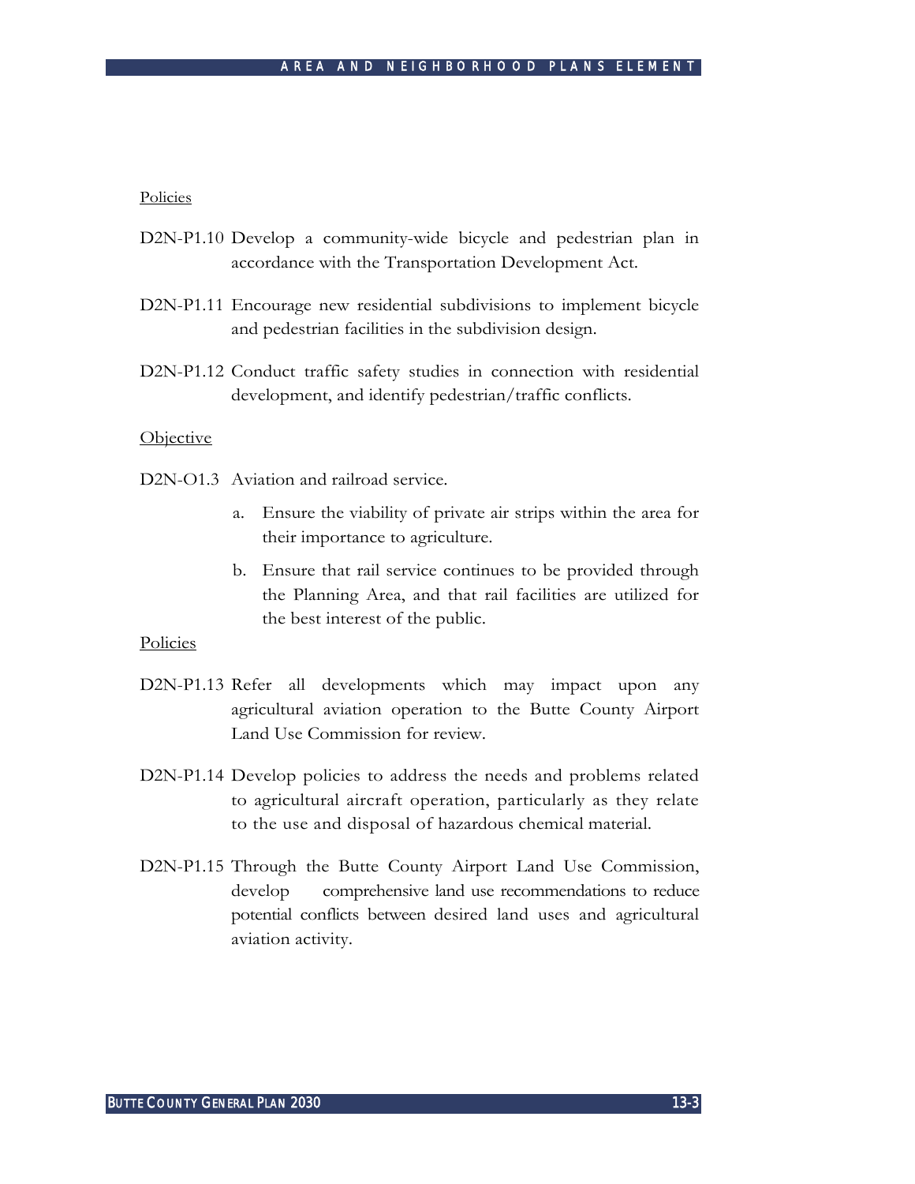Policies

D2N-P1.10 Develop a community-wide bicycle and pedestrian plan in accordance with the Transportation Development Act.

D2N-P1.11 Encourage new residential subdivisions to implement bicycle and pedestrian facilities in the subdivision design.

D2N-P1.12 Conduct traffic safety studies in connection with residential development, and identify pedestrian/traffic conflicts.

Objective

D2N-O1.3 Aviation and railroad service.

a. Ensure the viability of private air strips within the area for their importance to agriculture.

b. Ensure that rail service continues to be provided through the Planning Area, and that rail facilities are utilized for the best interest of the public.

Policies

D2N-P1.13 Refer all developments which may impact upon any agricultural aviation operation to the Butte County Airport Land Use Commission for review.

D2N-P1.14 Develop policies to address the needs and problems related to agricultural aircraft operation, particularly as they relate to the use and disposal of hazardous chemical material.

D2N-P1.15 Through the Butte County Airport Land Use Commission, develop comprehensive land use recommendations to reduce potential conflicts between desired land uses and agricultural aviation activity.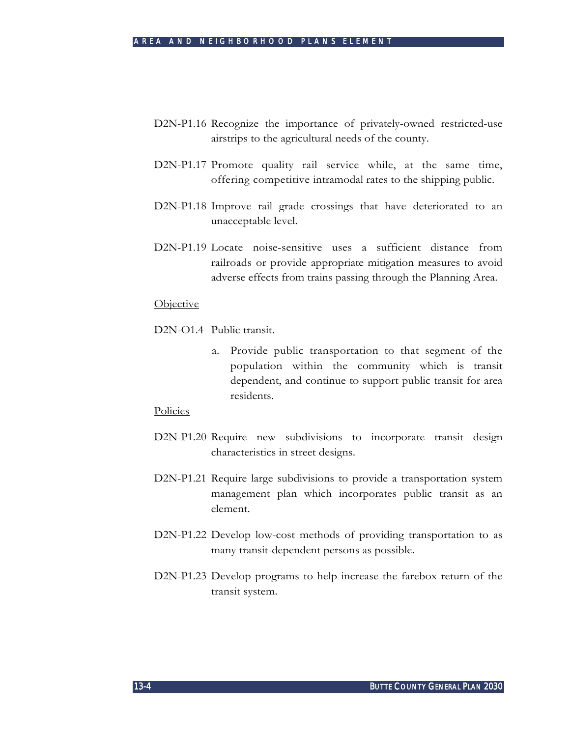D2N-P1.16 Recognize the importance of privately-owned restricted-use airstrips to the agricultural needs of the county.

D2N-P1.17 Promote quality rail service while, at the same time, offering competitive intramodal rates to the shipping public.

D2N-P1.18 Improve rail grade crossings that have deteriorated to an unacceptable level.

D2N-P1.19 Locate noise-sensitive uses a sufficient distance from railroads or provide appropriate mitigation measures to avoid adverse effects from trains passing through the Planning Area.

<u>Objective</u>

D2N-O1.4 Public transit.

a. Provide public transportation to that segment of the population within the community which is transit dependent, and continue to support public transit for area residents.

<u>Policies</u>

D2N-P1.20 Require new subdivisions to incorporate transit design characteristics in street designs.

D2N-P1.21 Require large subdivisions to provide a transportation system management plan which incorporates public transit as an element.

D2N-P1.22 Develop low-cost methods of providing transportation to as many transit-dependent persons as possible.

D2N-P1.23 Develop programs to help increase the farebox return of the transit system.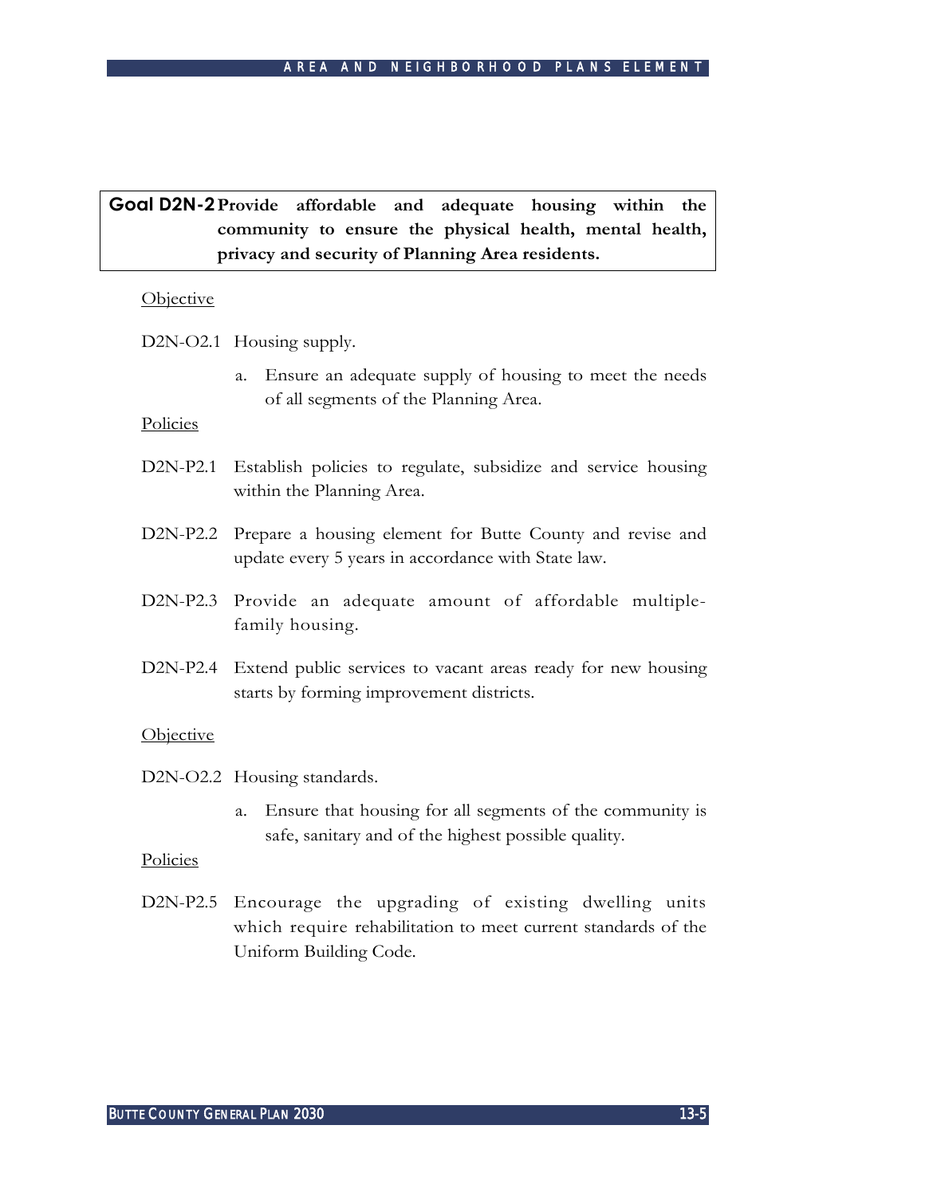**Goal D2N-2 Provide affordable and adequate housing within the community to ensure the physical health, mental health, privacy and security of Planning Area residents.**

Objective

D2N-O2.1 Housing supply.

a. Ensure an adequate supply of housing to meet the needs of all segments of the Planning Area.

Policies

D2N-P2.1 Establish policies to regulate, subsidize and service housing within the Planning Area.

D2N-P2.2 Prepare a housing element for Butte County and revise and update every 5 years in accordance with State law.

D2N-P2.3 Provide an adequate amount of affordable multiple-family housing.

D2N-P2.4 Extend public services to vacant areas ready for new housing starts by forming improvement districts.

Objective

D2N-O2.2 Housing standards.

a. Ensure that housing for all segments of the community is safe, sanitary and of the highest possible quality.

Policies

D2N-P2.5 Encourage the upgrading of existing dwelling units which require rehabilitation to meet current standards of the Uniform Building Code.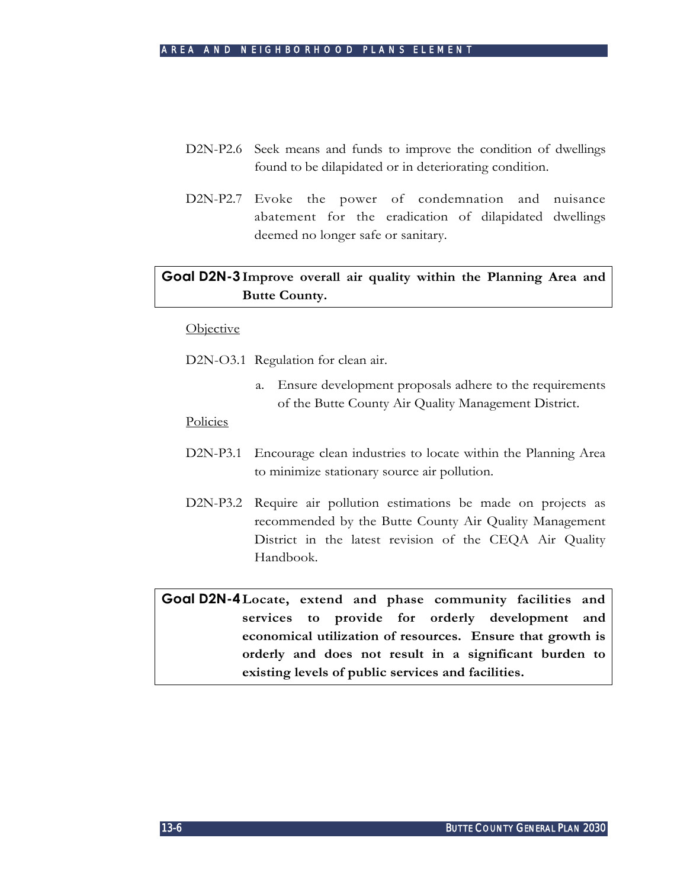D2N-P2.6 Seek means and funds to improve the condition of dwellings found to be dilapidated or in deteriorating condition.

D2N-P2.7 Evoke the power of condemnation and nuisance abatement for the eradication of dilapidated dwellings deemed no longer safe or sanitary.

**Goal D2N-3 Improve overall air quality within the Planning Area and Butte County.**

Objective

D2N-O3.1 Regulation for clean air.

a. Ensure development proposals adhere to the requirements of the Butte County Air Quality Management District.

Policies

D2N-P3.1 Encourage clean industries to locate within the Planning Area to minimize stationary source air pollution.

D2N-P3.2 Require air pollution estimations be made on projects as recommended by the Butte County Air Quality Management District in the latest revision of the CEQA Air Quality Handbook.

**Goal D2N-4 Locate, extend and phase community facilities and services to provide for orderly development and economical utilization of resources. Ensure that growth is orderly and does not result in a significant burden to existing levels of public services and facilities.**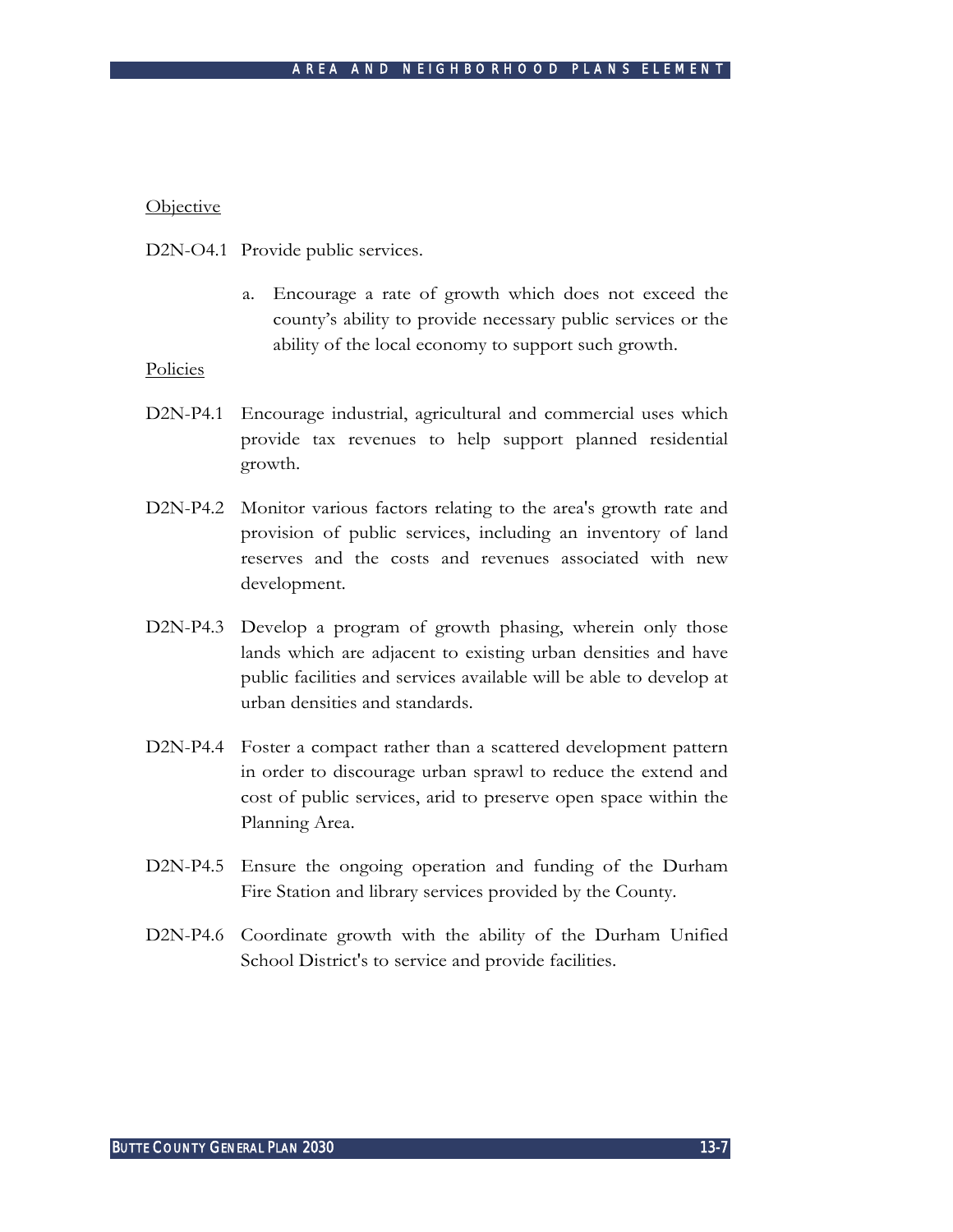Objective

D2N-O4.1 Provide public services.

a. Encourage a rate of growth which does not exceed the county's ability to provide necessary public services or the ability of the local economy to support such growth.

Policies

D2N-P4.1 Encourage industrial, agricultural and commercial uses which provide tax revenues to help support planned residential growth.

D2N-P4.2 Monitor various factors relating to the area's growth rate and provision of public services, including an inventory of land reserves and the costs and revenues associated with new development.

D2N-P4.3 Develop a program of growth phasing, wherein only those lands which are adjacent to existing urban densities and have public facilities and services available will be able to develop at urban densities and standards.

D2N-P4.4 Foster a compact rather than a scattered development pattern in order to discourage urban sprawl to reduce the extend and cost of public services, arid to preserve open space within the Planning Area.

D2N-P4.5 Ensure the ongoing operation and funding of the Durham Fire Station and library services provided by the County.

D2N-P4.6 Coordinate growth with the ability of the Durham Unified School District's to service and provide facilities.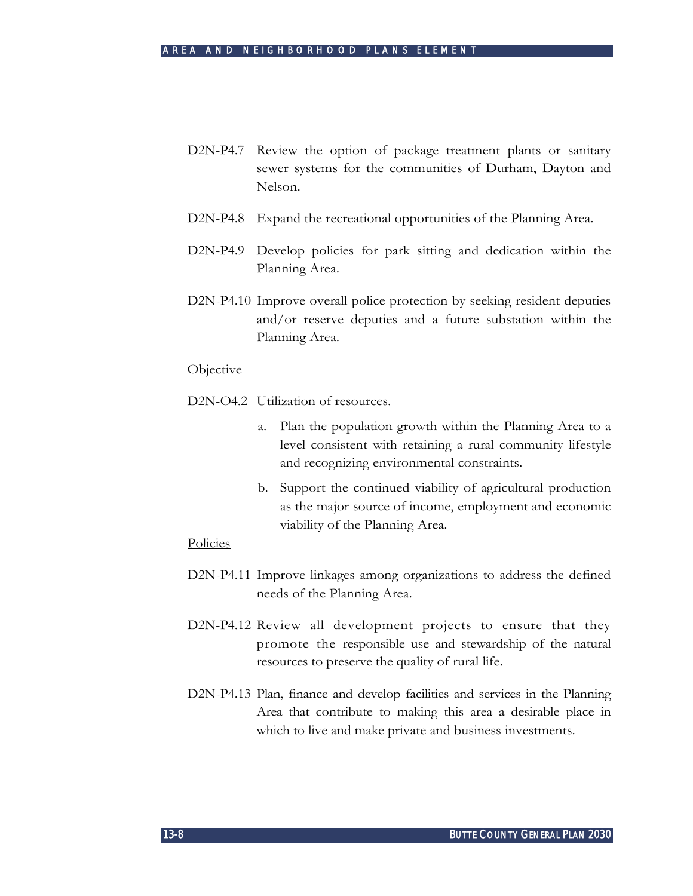D2N-P4.7 Review the option of package treatment plants or sanitary sewer systems for the communities of Durham, Dayton and Nelson.

D2N-P4.8 Expand the recreational opportunities of the Planning Area.

D2N-P4.9 Develop policies for park sitting and dedication within the Planning Area.

D2N-P4.10 Improve overall police protection by seeking resident deputies and/or reserve deputies and a future substation within the Planning Area.

Objective

D2N-O4.2 Utilization of resources.

a. Plan the population growth within the Planning Area to a level consistent with retaining a rural community lifestyle and recognizing environmental constraints.

b. Support the continued viability of agricultural production as the major source of income, employment and economic viability of the Planning Area.

Policies

D2N-P4.11 Improve linkages among organizations to address the defined needs of the Planning Area.

D2N-P4.12 Review all development projects to ensure that they promote the responsible use and stewardship of the natural resources to preserve the quality of rural life.

D2N-P4.13 Plan, finance and develop facilities and services in the Planning Area that contribute to making this area a desirable place in which to live and make private and business investments.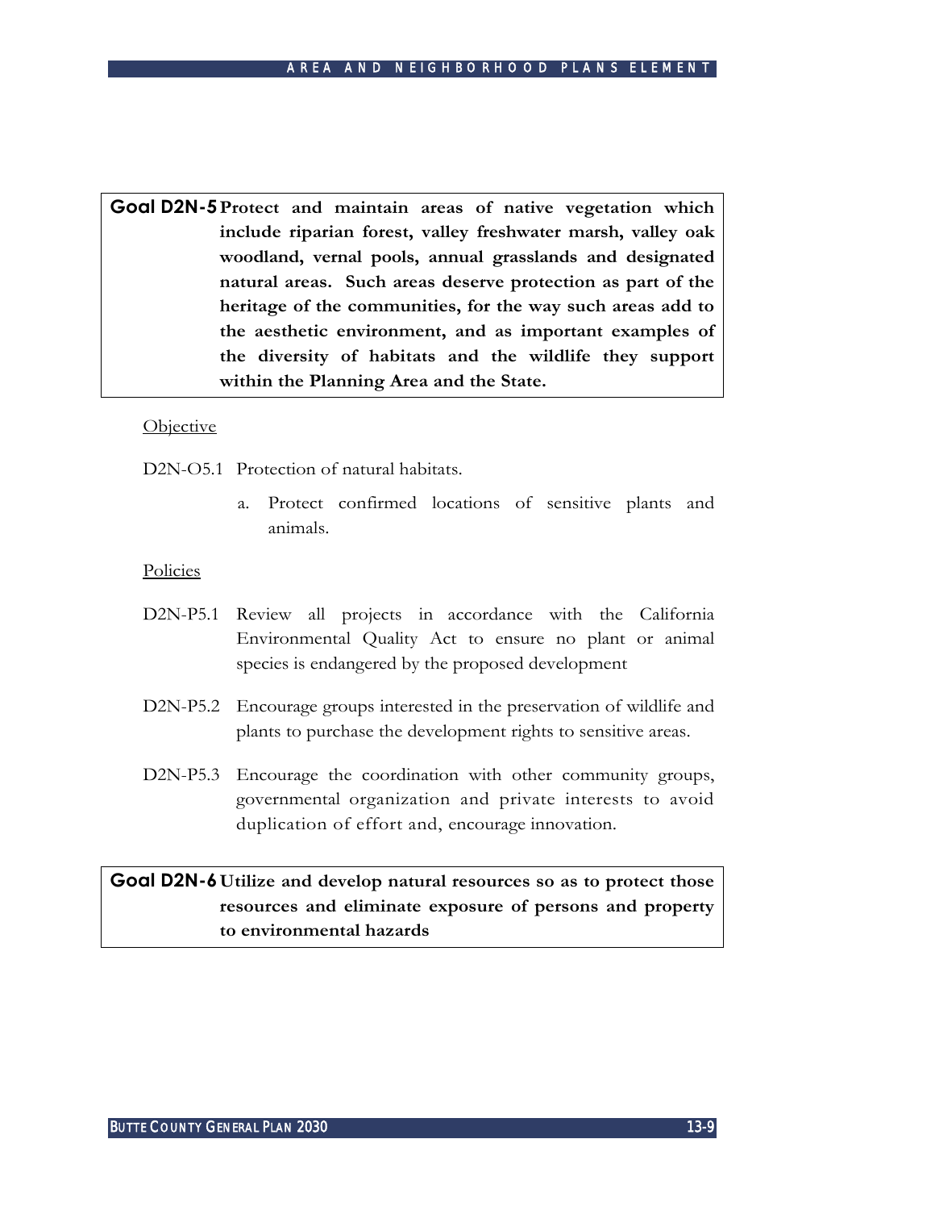**Goal D2N-5 Protect and maintain areas of native vegetation which include riparian forest, valley freshwater marsh, valley oak woodland, vernal pools, annual grasslands and designated natural areas. Such areas deserve protection as part of the heritage of the communities, for the way such areas add to the aesthetic environment, and as important examples of the diversity of habitats and the wildlife they support within the Planning Area and the State.**

Objective

D2N-O5.1 Protection of natural habitats.

a. Protect confirmed locations of sensitive plants and animals.

Policies

D2N-P5.1 Review all projects in accordance with the California Environmental Quality Act to ensure no plant or animal species is endangered by the proposed development

D2N-P5.2 Encourage groups interested in the preservation of wildlife and plants to purchase the development rights to sensitive areas.

D2N-P5.3 Encourage the coordination with other community groups, governmental organization and private interests to avoid duplication of effort and, encourage innovation.

**Goal D2N-6 Utilize and develop natural resources so as to protect those resources and eliminate exposure of persons and property to environmental hazards**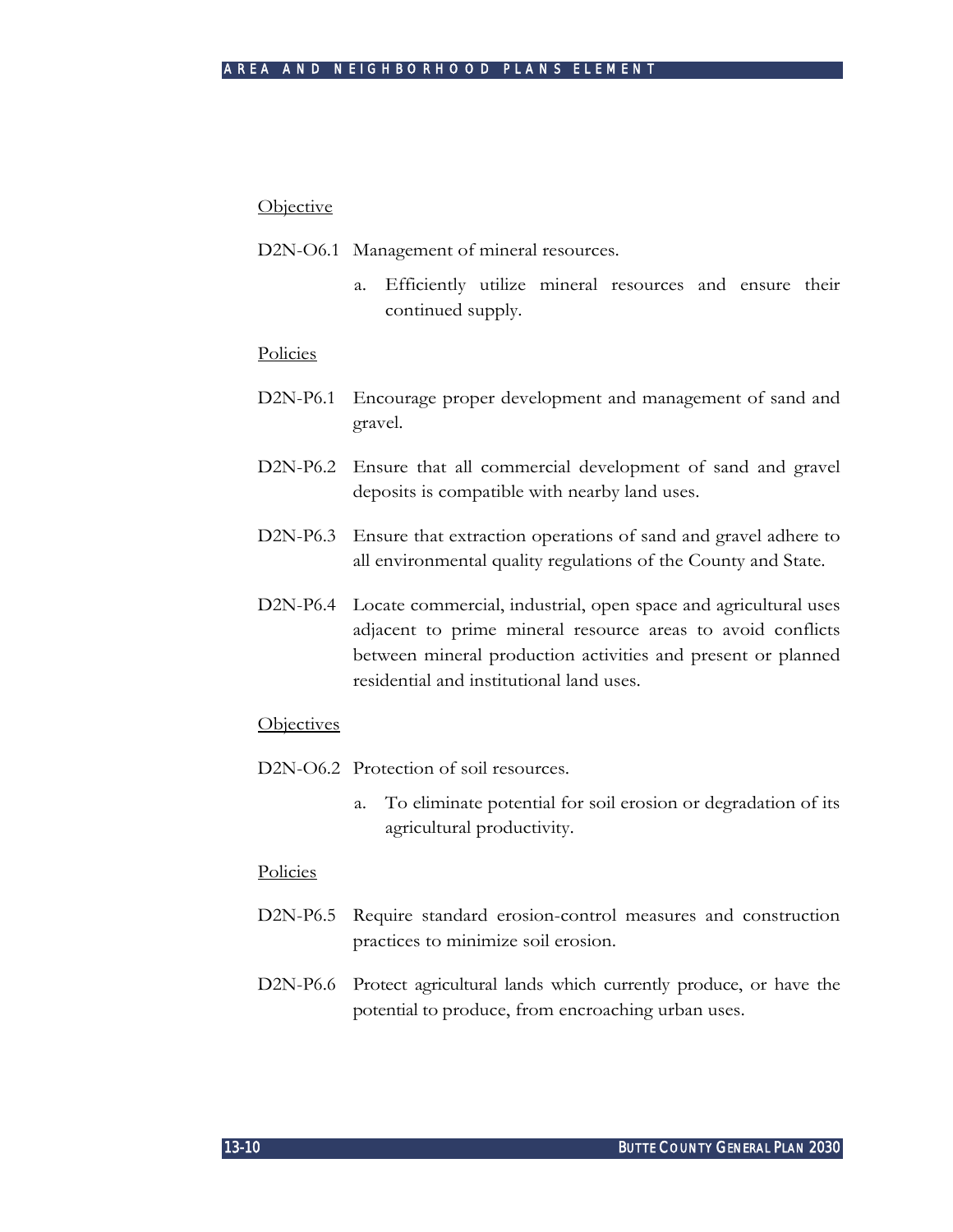Objective

D2N-O6.1 Management of mineral resources.

a. Efficiently utilize mineral resources and ensure their continued supply.

Policies

D2N-P6.1 Encourage proper development and management of sand and gravel.

D2N-P6.2 Ensure that all commercial development of sand and gravel deposits is compatible with nearby land uses.

D2N-P6.3 Ensure that extraction operations of sand and gravel adhere to all environmental quality regulations of the County and State.

D2N-P6.4 Locate commercial, industrial, open space and agricultural uses adjacent to prime mineral resource areas to avoid conflicts between mineral production activities and present or planned residential and institutional land uses.

Objectives

D2N-O6.2 Protection of soil resources.

a. To eliminate potential for soil erosion or degradation of its agricultural productivity.

Policies

D2N-P6.5 Require standard erosion-control measures and construction practices to minimize soil erosion.

D2N-P6.6 Protect agricultural lands which currently produce, or have the potential to produce, from encroaching urban uses.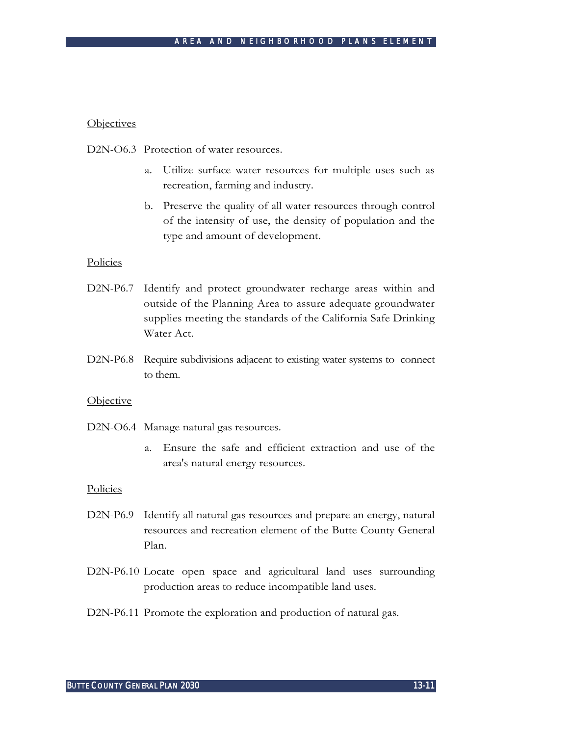Objectives

D2N-O6.3 Protection of water resources.

a. Utilize surface water resources for multiple uses such as recreation, farming and industry.

b. Preserve the quality of all water resources through control of the intensity of use, the density of population and the type and amount of development.

Policies

D2N-P6.7 Identify and protect groundwater recharge areas within and outside of the Planning Area to assure adequate groundwater supplies meeting the standards of the California Safe Drinking Water Act.

D2N-P6.8 Require subdivisions adjacent to existing water systems to connect to them.

Objective

D2N-O6.4 Manage natural gas resources.

a. Ensure the safe and efficient extraction and use of the area's natural energy resources.

Policies

D2N-P6.9 Identify all natural gas resources and prepare an energy, natural resources and recreation element of the Butte County General Plan.

D2N-P6.10 Locate open space and agricultural land uses surrounding production areas to reduce incompatible land uses.

D2N-P6.11 Promote the exploration and production of natural gas.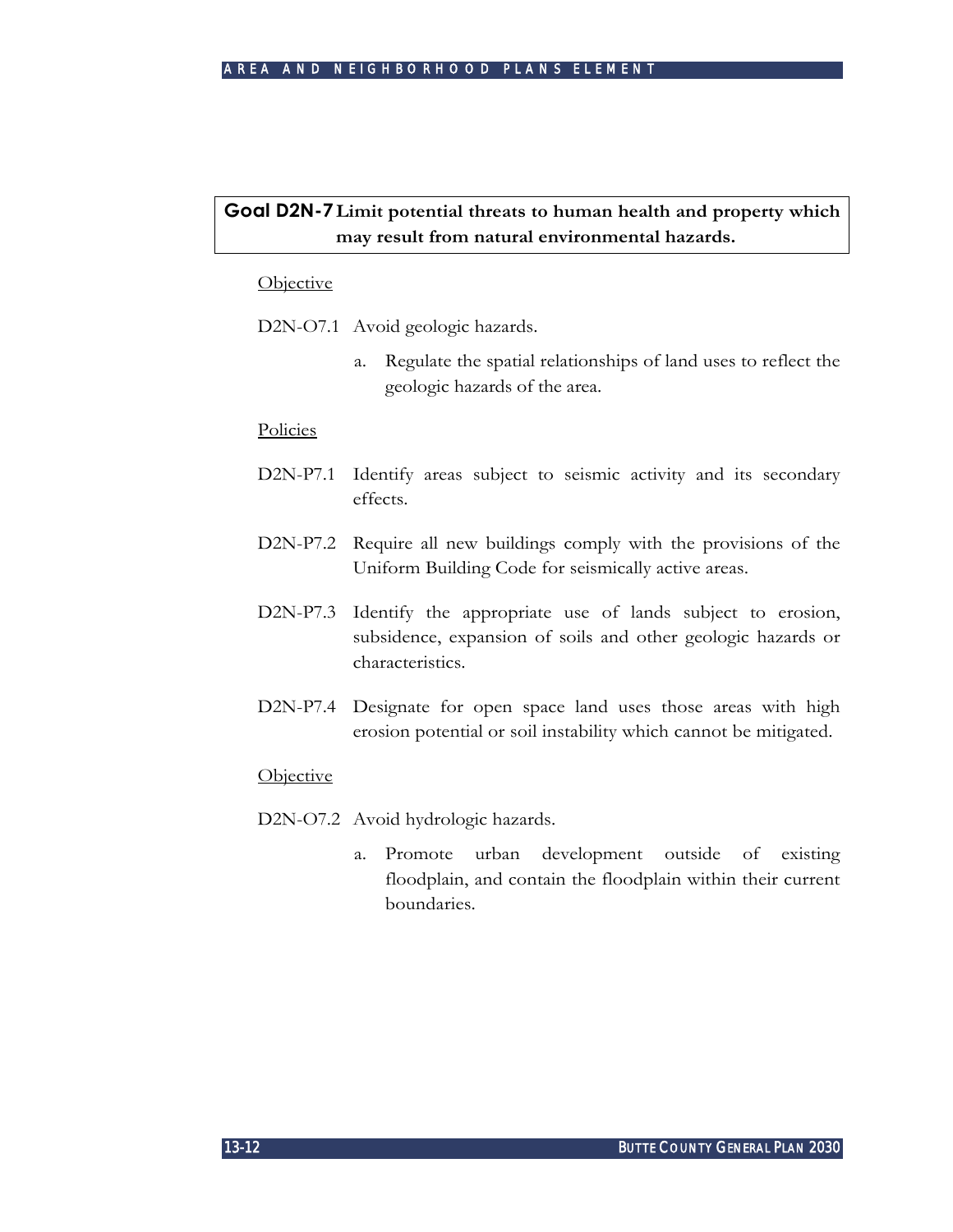**Goal D2N-7 Limit potential threats to human health and property which may result from natural environmental hazards.**

Objective

D2N-O7.1 Avoid geologic hazards.

a. Regulate the spatial relationships of land uses to reflect the geologic hazards of the area.

Policies

D2N-P7.1 Identify areas subject to seismic activity and its secondary effects.

D2N-P7.2 Require all new buildings comply with the provisions of the Uniform Building Code for seismically active areas.

D2N-P7.3 Identify the appropriate use of lands subject to erosion, subsidence, expansion of soils and other geologic hazards or characteristics.

D2N-P7.4 Designate for open space land uses those areas with high erosion potential or soil instability which cannot be mitigated.

Objective

D2N-O7.2 Avoid hydrologic hazards.

a. Promote urban development outside of existing floodplain, and contain the floodplain within their current boundaries.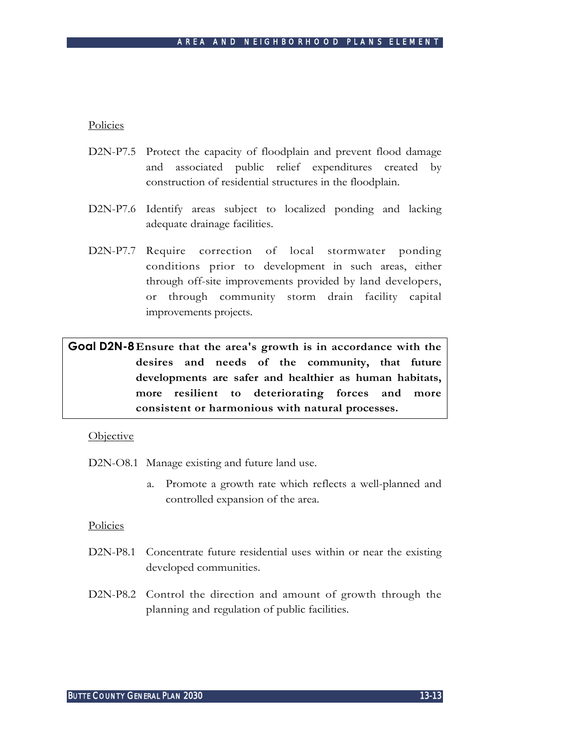Policies

D2N-P7.5 Protect the capacity of floodplain and prevent flood damage and associated public relief expenditures created by construction of residential structures in the floodplain.

D2N-P7.6 Identify areas subject to localized ponding and lacking adequate drainage facilities.

D2N-P7.7 Require correction of local stormwater ponding conditions prior to development in such areas, either through off-site improvements provided by land developers, or through community storm drain facility capital improvements projects.

**Goal D2N-8 Ensure that the area's growth is in accordance with the desires and needs of the community, that future developments are safer and healthier as human habitats, more resilient to deteriorating forces and more consistent or harmonious with natural processes.**

Objective

D2N-O8.1 Manage existing and future land use.

a. Promote a growth rate which reflects a well-planned and controlled expansion of the area.

Policies

D2N-P8.1 Concentrate future residential uses within or near the existing developed communities.

D2N-P8.2 Control the direction and amount of growth through the planning and regulation of public facilities.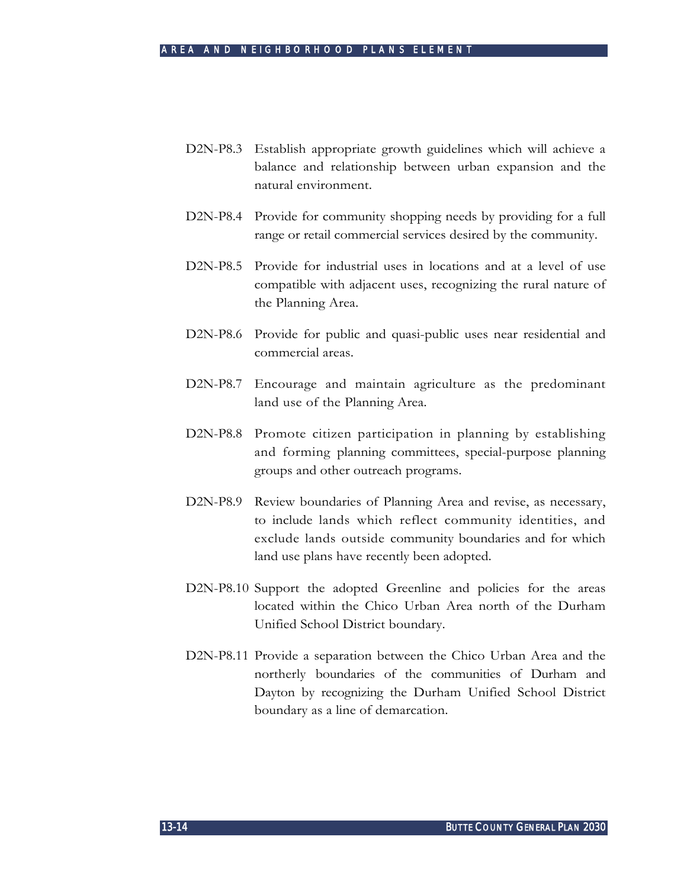D2N-P8.3 Establish appropriate growth guidelines which will achieve a balance and relationship between urban expansion and the natural environment.

D2N-P8.4 Provide for community shopping needs by providing for a full range or retail commercial services desired by the community.

D2N-P8.5 Provide for industrial uses in locations and at a level of use compatible with adjacent uses, recognizing the rural nature of the Planning Area.

D2N-P8.6 Provide for public and quasi-public uses near residential and commercial areas.

D2N-P8.7 Encourage and maintain agriculture as the predominant land use of the Planning Area.

D2N-P8.8 Promote citizen participation in planning by establishing and forming planning committees, special-purpose planning groups and other outreach programs.

D2N-P8.9 Review boundaries of Planning Area and revise, as necessary, to include lands which reflect community identities, and exclude lands outside community boundaries and for which land use plans have recently been adopted.

D2N-P8.10 Support the adopted Greenline and policies for the areas located within the Chico Urban Area north of the Durham Unified School District boundary.

D2N-P8.11 Provide a separation between the Chico Urban Area and the northerly boundaries of the communities of Durham and Dayton by recognizing the Durham Unified School District boundary as a line of demarcation.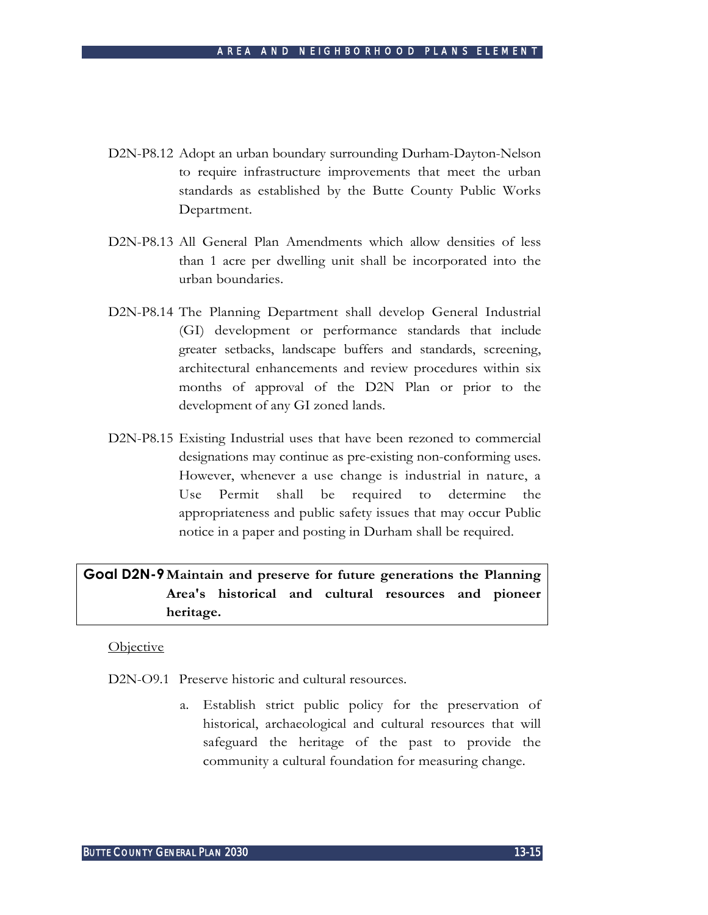D2N-P8.12 Adopt an urban boundary surrounding Durham-Dayton-Nelson to require infrastructure improvements that meet the urban standards as established by the Butte County Public Works Department.

D2N-P8.13 All General Plan Amendments which allow densities of less than 1 acre per dwelling unit shall be incorporated into the urban boundaries.

D2N-P8.14 The Planning Department shall develop General Industrial (GI) development or performance standards that include greater setbacks, landscape buffers and standards, screening, architectural enhancements and review procedures within six months of approval of the D2N Plan or prior to the development of any GI zoned lands.

D2N-P8.15 Existing Industrial uses that have been rezoned to commercial designations may continue as pre-existing non-conforming uses. However, whenever a use change is industrial in nature, a Use Permit shall be required to determine the appropriateness and public safety issues that may occur Public notice in a paper and posting in Durham shall be required.

**Goal D2N-9 Maintain and preserve for future generations the Planning Area's historical and cultural resources and pioneer heritage.**

Objective

D2N-O9.1 Preserve historic and cultural resources.

a. Establish strict public policy for the preservation of historical, archaeological and cultural resources that will safeguard the heritage of the past to provide the community a cultural foundation for measuring change.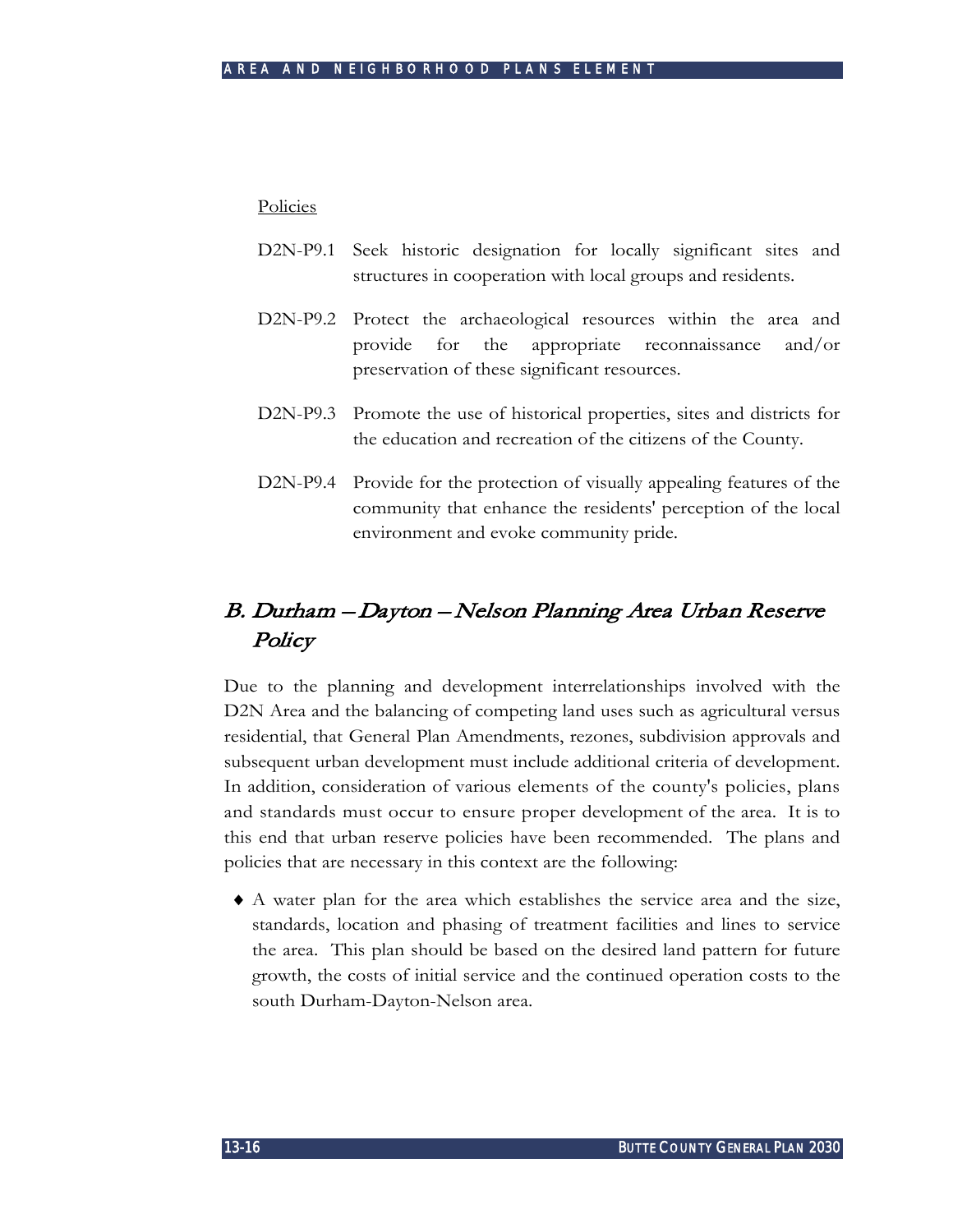Policies

D2N-P9.1 Seek historic designation for locally significant sites and structures in cooperation with local groups and residents.

D2N-P9.2 Protect the archaeological resources within the area and provide for the appropriate reconnaissance and/or preservation of these significant resources.

D2N-P9.3 Promote the use of historical properties, sites and districts for the education and recreation of the citizens of the County.

D2N-P9.4 Provide for the protection of visually appealing features of the community that enhance the residents' perception of the local environment and evoke community pride.

## B. Durham – Dayton – Nelson Planning Area Urban Reserve Policy

Due to the planning and development interrelationships involved with the D2N Area and the balancing of competing land uses such as agricultural versus residential, that General Plan Amendments, rezones, subdivision approvals and subsequent urban development must include additional criteria of development. In addition, consideration of various elements of the county's policies, plans and standards must occur to ensure proper development of the area. It is to this end that urban reserve policies have been recommended. The plans and policies that are necessary in this context are the following:

- A water plan for the area which establishes the service area and the size, standards, location and phasing of treatment facilities and lines to service the area. This plan should be based on the desired land pattern for future growth, the costs of initial service and the continued operation costs to the south Durham-Dayton-Nelson area.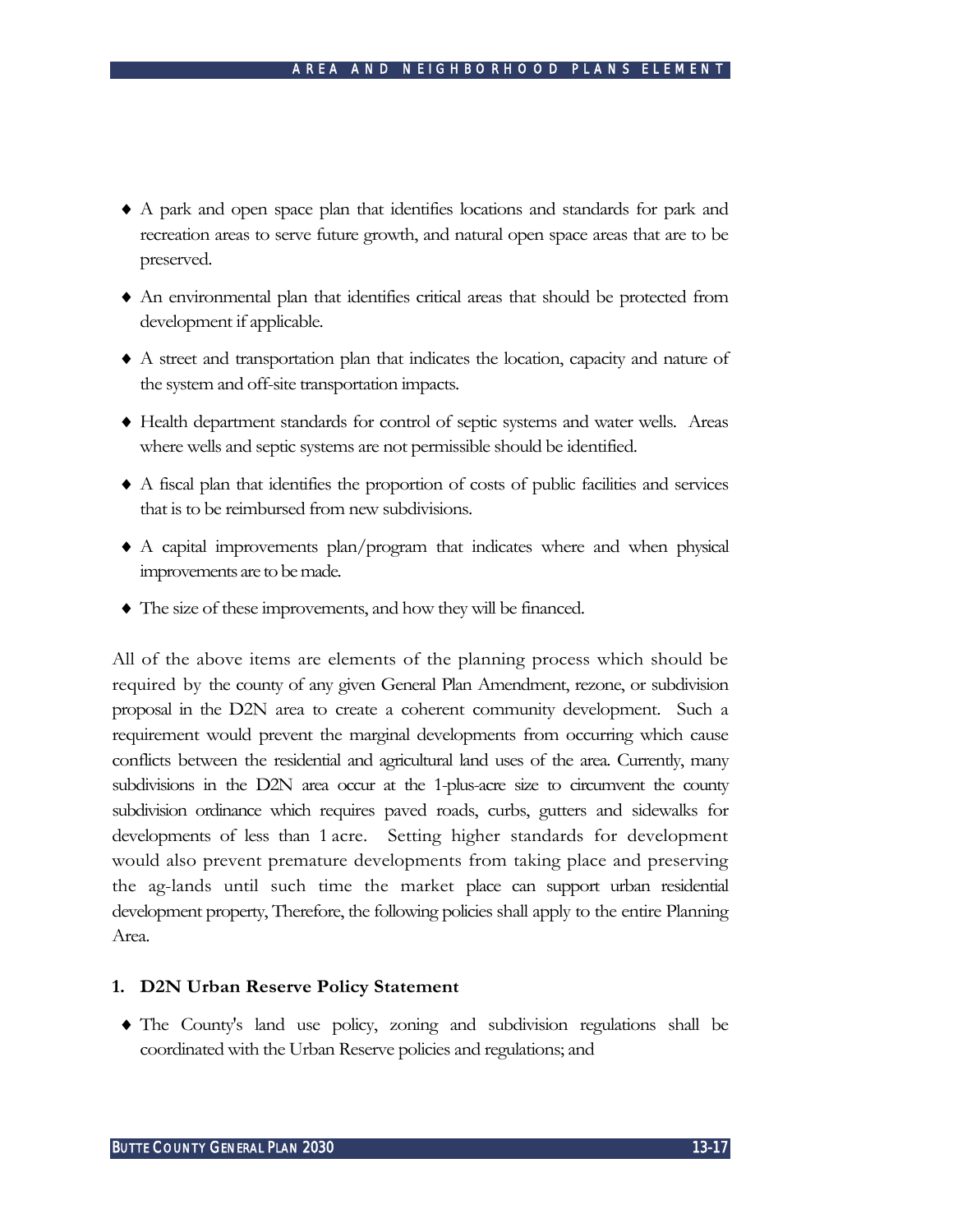- A park and open space plan that identifies locations and standards for park and recreation areas to serve future growth, and natural open space areas that are to be preserved.
- An environmental plan that identifies critical areas that should be protected from development if applicable.
- A street and transportation plan that indicates the location, capacity and nature of the system and off-site transportation impacts.
- Health department standards for control of septic systems and water wells. Areas where wells and septic systems are not permissible should be identified.
- A fiscal plan that identifies the proportion of costs of public facilities and services that is to be reimbursed from new subdivisions.
- A capital improvements plan/program that indicates where and when physical improvements are to be made.
- The size of these improvements, and how they will be financed.

All of the above items are elements of the planning process which should be required by the county of any given General Plan Amendment, rezone, or subdivision proposal in the D2N area to create a coherent community development. Such a requirement would prevent the marginal developments from occurring which cause conflicts between the residential and agricultural land uses of the area. Currently, many subdivisions in the D2N area occur at the 1-plus-acre size to circumvent the county subdivision ordinance which requires paved roads, curbs, gutters and sidewalks for developments of less than 1 acre. Setting higher standards for development would also prevent premature developments from taking place and preserving the ag-lands until such time the market place can support urban residential development property, Therefore, the following policies shall apply to the entire Planning Area.

**1. D2N Urban Reserve Policy Statement**

- The County's land use policy, zoning and subdivision regulations shall be coordinated with the Urban Reserve policies and regulations; and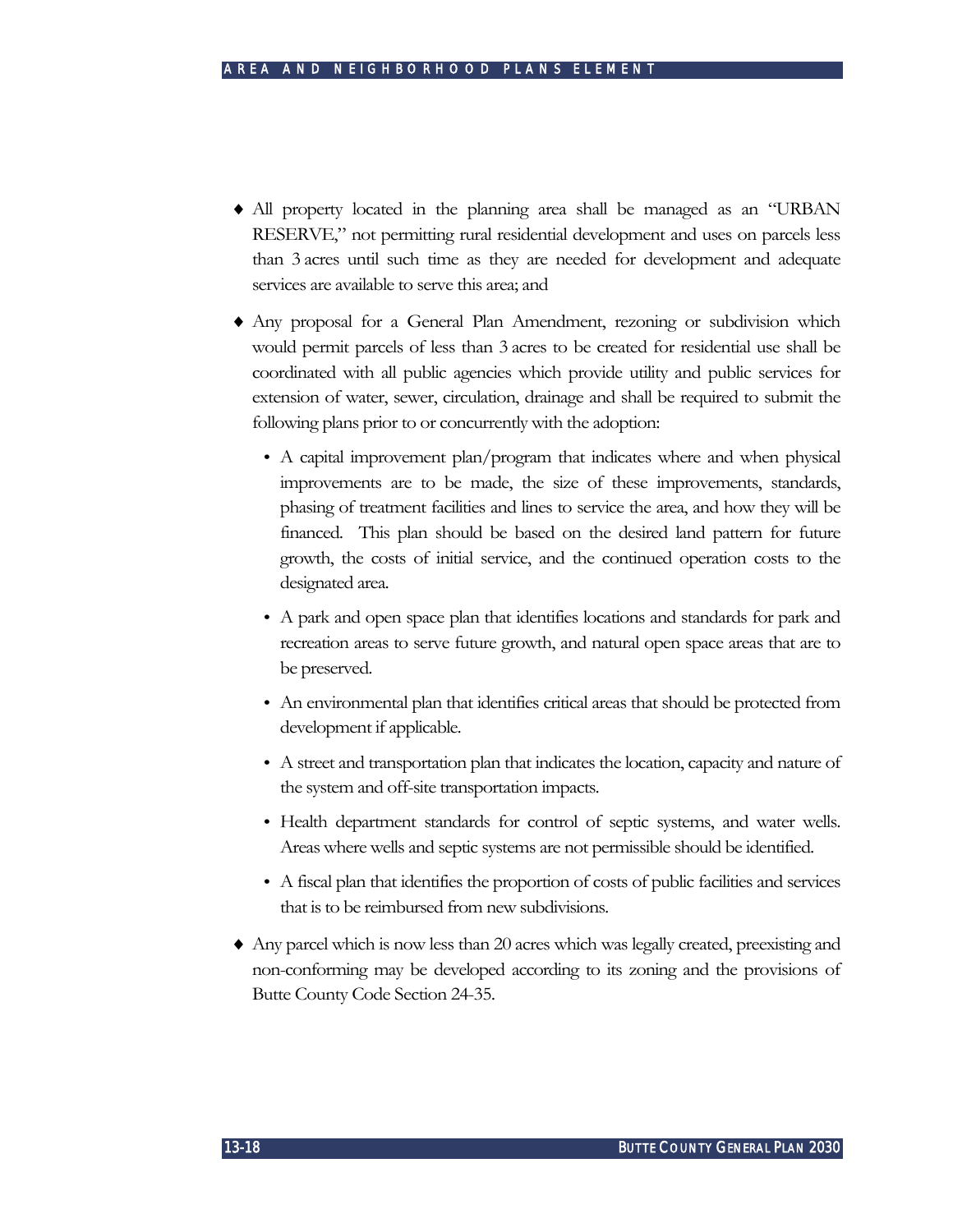- All property located in the planning area shall be managed as an "URBAN RESERVE," not permitting rural residential development and uses on parcels less than 3 acres until such time as they are needed for development and adequate services are available to serve this area; and

- Any proposal for a General Plan Amendment, rezoning or subdivision which would permit parcels of less than 3 acres to be created for residential use shall be coordinated with all public agencies which provide utility and public services for extension of water, sewer, circulation, drainage and shall be required to submit the following plans prior to or concurrently with the adoption:
  - A capital improvement plan/program that indicates where and when physical improvements are to be made, the size of these improvements, standards, phasing of treatment facilities and lines to service the area, and how they will be financed. This plan should be based on the desired land pattern for future growth, the costs of initial service, and the continued operation costs to the designated area.
  - A park and open space plan that identifies locations and standards for park and recreation areas to serve future growth, and natural open space areas that are to be preserved.
  - An environmental plan that identifies critical areas that should be protected from development if applicable.
  - A street and transportation plan that indicates the location, capacity and nature of the system and off-site transportation impacts.
  - Health department standards for control of septic systems, and water wells. Areas where wells and septic systems are not permissible should be identified.
  - A fiscal plan that identifies the proportion of costs of public facilities and services that is to be reimbursed from new subdivisions.

- Any parcel which is now less than 20 acres which was legally created, preexisting and non-conforming may be developed according to its zoning and the provisions of Butte County Code Section 24-35.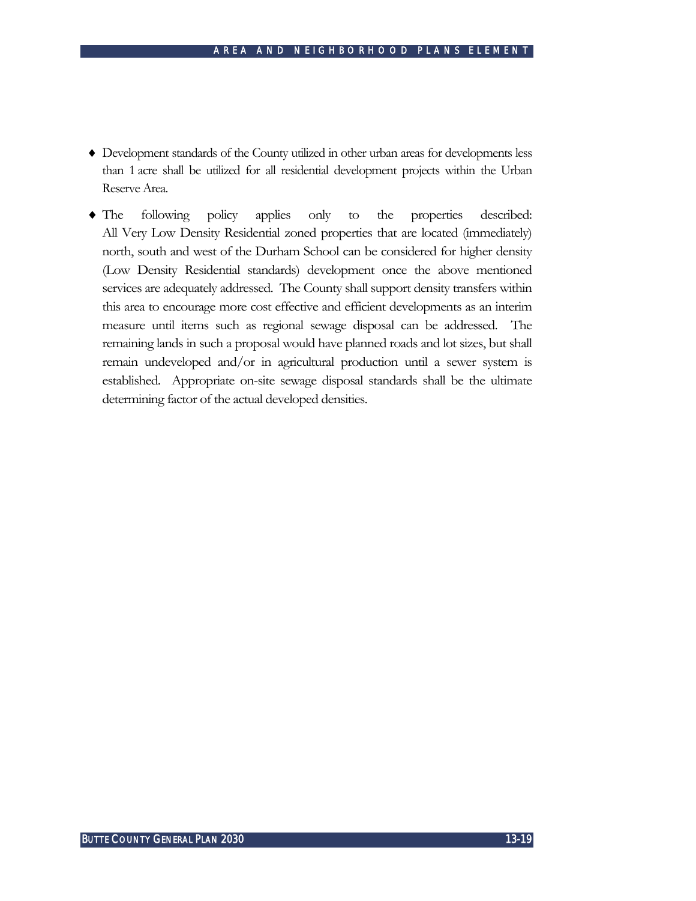- Development standards of the County utilized in other urban areas for developments less than 1 acre shall be utilized for all residential development projects within the Urban Reserve Area.
- The following policy applies only to the properties described: All Very Low Density Residential zoned properties that are located (immediately) north, south and west of the Durham School can be considered for higher density (Low Density Residential standards) development once the above mentioned services are adequately addressed. The County shall support density transfers within this area to encourage more cost effective and efficient developments as an interim measure until items such as regional sewage disposal can be addressed. The remaining lands in such a proposal would have planned roads and lot sizes, but shall remain undeveloped and/or in agricultural production until a sewer system is established. Appropriate on-site sewage disposal standards shall be the ultimate determining factor of the actual developed densities.